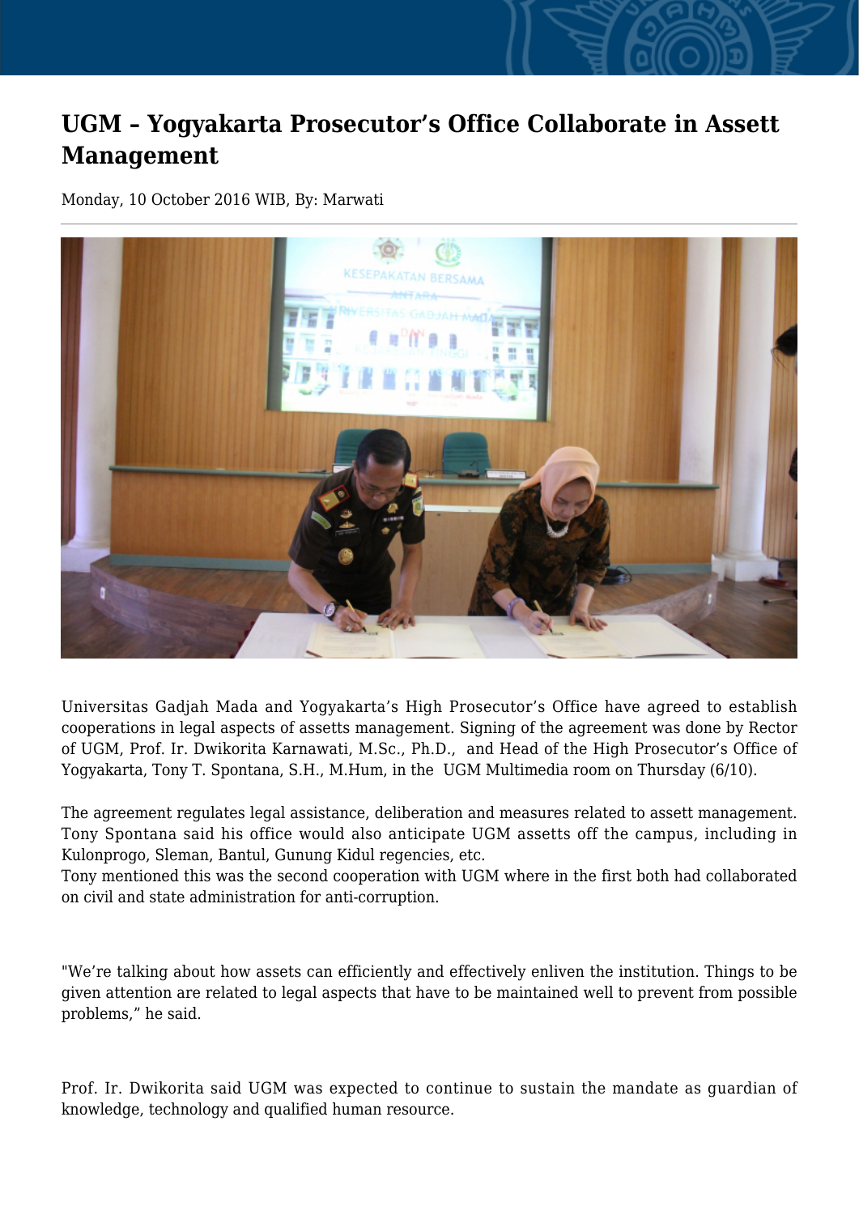# UGM – Yogyakarta Prosecutor's Office Collaborate in Assett Management

Monday, 10 October 2016 WIB, By: Marwati

Universitas Gadjah Mada and Yogyakarta's High Prosecutor's Office have agreed to establish cooperations in legal aspects of assetts management. Signing of the agreement was done by Rector of UGM, Prof. Ir. Dwikorita Karnawati, M.Sc., Ph.D., and Head of the High Prosecutor's Office of Yogyakarta, Tony T. Spontana, S.H., M.Hum, in the UGM Multimedia room on Thursday (6/10).

The agreement regulates legal assistance, deliberation and measures related to assett management. Tony Spontana said his office would also anticipate UGM assetts off the campus, including in Kulonprogo, Sleman, Bantul, Gunung Kidul regencies, etc.

Tony mentioned this was the second cooperation with UGM where in the first both had collaborated on civil and state administration for anti-corruption.

"We're talking about how assets can efficiently and effectively enliven the institution. Things to be given attention are related to legal aspects that have to be maintained well to prevent from possible problems," he said.

Prof. Ir. Dwikorita said UGM was expected to continue to sustain the mandate as guardian of knowledge, technology and qualified human resource.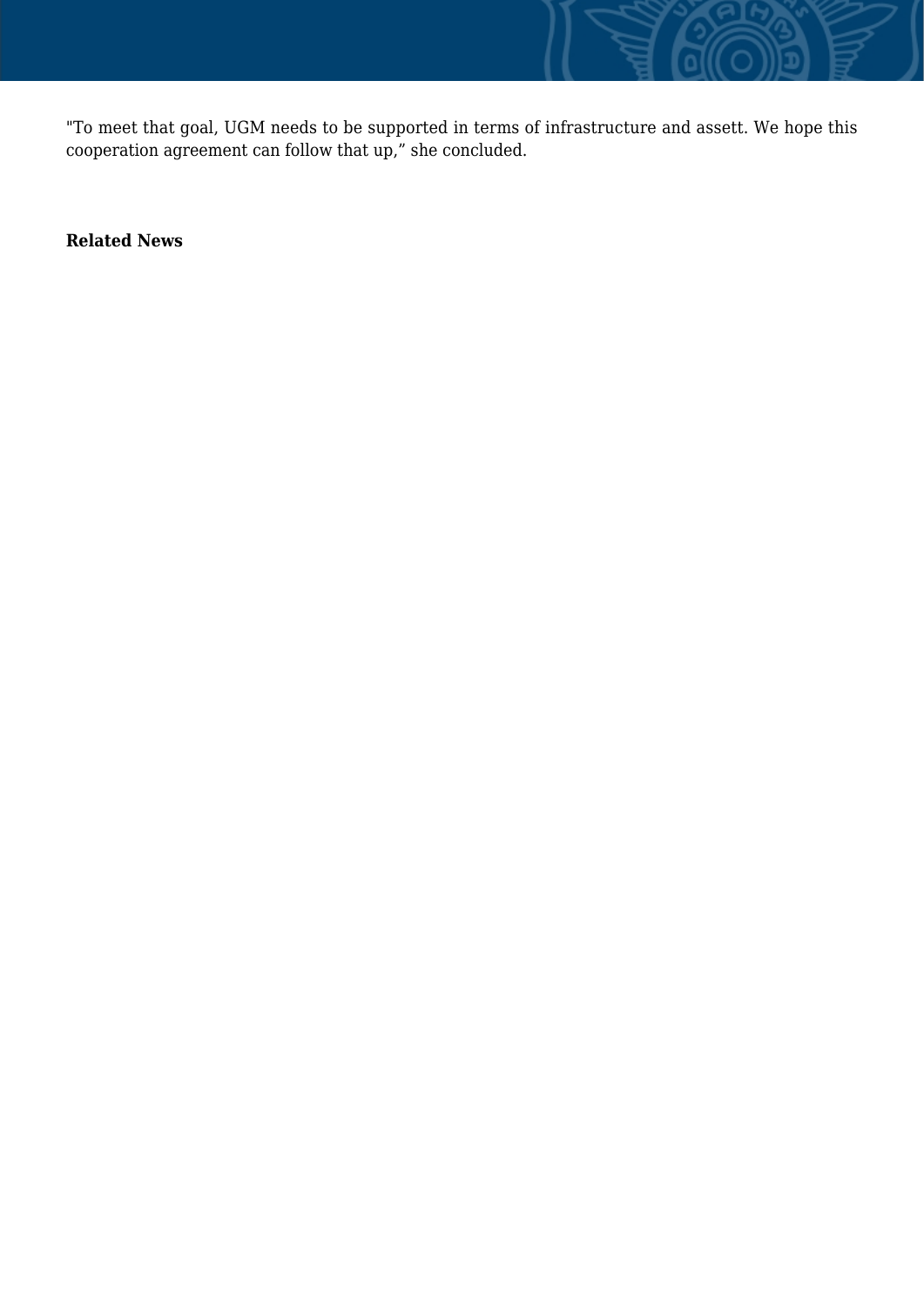"To meet that goal, UGM needs to be supported in terms of infrastructure and assett. We hope this cooperation agreement can follow that up," she concluded.

**Related News**